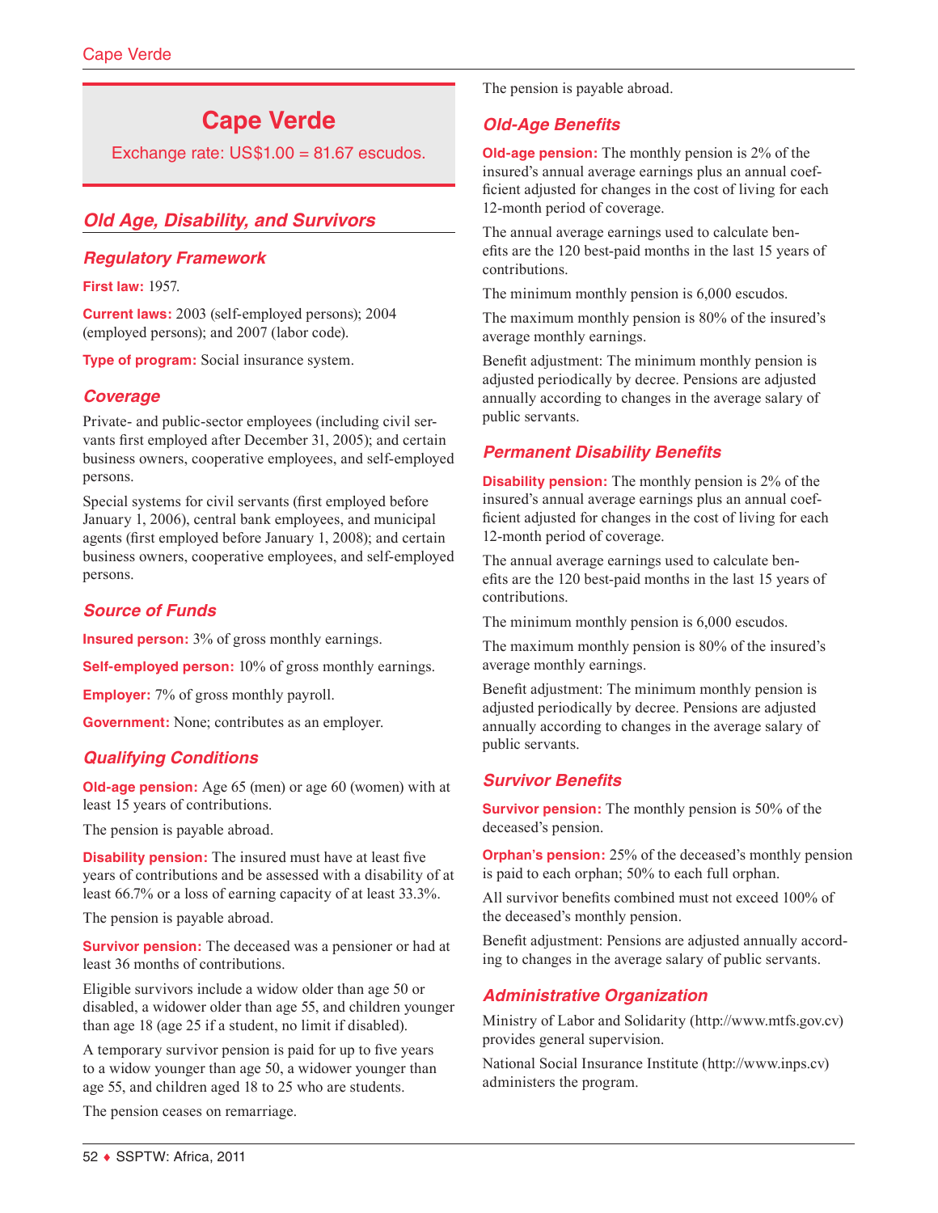# Cape Verde

Exchange rate: US$1.00 = 81.67 escudos.

## Old Age, Disability, and Survivors

### Regulatory Framework

**First law:** 1957.

**Current laws:** 2003 (self-employed persons); 2004 (employed persons); and 2007 (labor code).

**Type of program:** Social insurance system.

### Coverage

Private- and public-sector employees (including civil servants first employed after December 31, 2005); and certain business owners, cooperative employees, and self-employed persons.

Special systems for civil servants (first employed before January 1, 2006), central bank employees, and municipal agents (first employed before January 1, 2008); and certain business owners, cooperative employees, and self-employed persons.

### Source of Funds

**Insured person:** 3% of gross monthly earnings.

**Self-employed person:** 10% of gross monthly earnings.

**Employer:** 7% of gross monthly payroll.

**Government:** None; contributes as an employer.

### Qualifying Conditions

**Old-age pension:** Age 65 (men) or age 60 (women) with at least 15 years of contributions.

The pension is payable abroad.

**Disability pension:** The insured must have at least five years of contributions and be assessed with a disability of at least 66.7% or a loss of earning capacity of at least 33.3%.

The pension is payable abroad.

**Survivor pension:** The deceased was a pensioner or had at least 36 months of contributions.

Eligible survivors include a widow older than age 50 or disabled, a widower older than age 55, and children younger than age 18 (age 25 if a student, no limit if disabled).

A temporary survivor pension is paid for up to five years to a widow younger than age 50, a widower younger than age 55, and children aged 18 to 25 who are students.

The pension ceases on remarriage.

The pension is payable abroad.

### Old-Age Benefits

**Old-age pension:** The monthly pension is 2% of the insured's annual average earnings plus an annual coefficient adjusted for changes in the cost of living for each 12-month period of coverage.

The annual average earnings used to calculate benefits are the 120 best-paid months in the last 15 years of contributions.

The minimum monthly pension is 6,000 escudos.

The maximum monthly pension is 80% of the insured's average monthly earnings.

Benefit adjustment: The minimum monthly pension is adjusted periodically by decree. Pensions are adjusted annually according to changes in the average salary of public servants.

### Permanent Disability Benefits

**Disability pension:** The monthly pension is 2% of the insured's annual average earnings plus an annual coefficient adjusted for changes in the cost of living for each 12-month period of coverage.

The annual average earnings used to calculate benefits are the 120 best-paid months in the last 15 years of contributions.

The minimum monthly pension is 6,000 escudos.

The maximum monthly pension is 80% of the insured's average monthly earnings.

Benefit adjustment: The minimum monthly pension is adjusted periodically by decree. Pensions are adjusted annually according to changes in the average salary of public servants.

### Survivor Benefits

**Survivor pension:** The monthly pension is 50% of the deceased's pension.

**Orphan's pension:** 25% of the deceased's monthly pension is paid to each orphan; 50% to each full orphan.

All survivor benefits combined must not exceed 100% of the deceased's monthly pension.

Benefit adjustment: Pensions are adjusted annually according to changes in the average salary of public servants.

### Administrative Organization

Ministry of Labor and Solidarity (http://www.mtfs.gov.cv) provides general supervision.

National Social Insurance Institute (http://www.inps.cv) administers the program.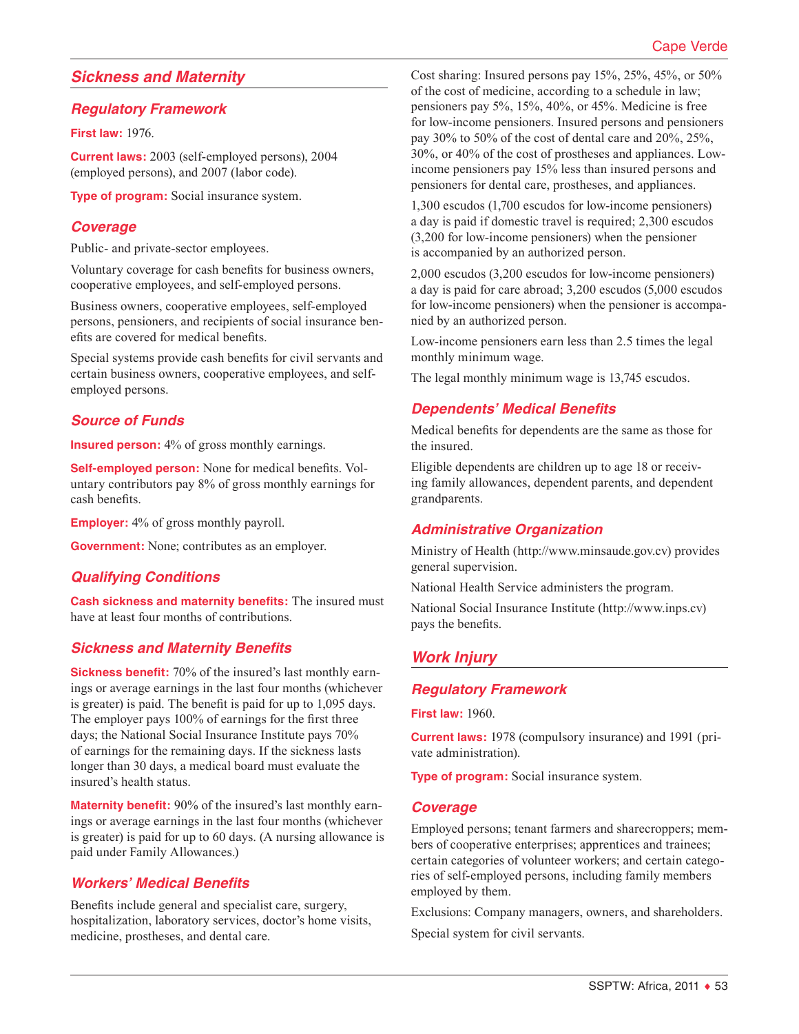## Sickness and Maternity

### Regulatory Framework

**First law:** 1976.

**Current laws:** 2003 (self-employed persons), 2004 (employed persons), and 2007 (labor code).

**Type of program:** Social insurance system.

### Coverage

Public- and private-sector employees.

Voluntary coverage for cash benefits for business owners, cooperative employees, and self-employed persons.

Business owners, cooperative employees, self-employed persons, pensioners, and recipients of social insurance benefits are covered for medical benefits.

Special systems provide cash benefits for civil servants and certain business owners, cooperative employees, and self-employed persons.

### Source of Funds

**Insured person:** 4% of gross monthly earnings.

**Self-employed person:** None for medical benefits. Voluntary contributors pay 8% of gross monthly earnings for cash benefits.

**Employer:** 4% of gross monthly payroll.

**Government:** None; contributes as an employer.

### Qualifying Conditions

**Cash sickness and maternity benefits:** The insured must have at least four months of contributions.

### Sickness and Maternity Benefits

**Sickness benefit:** 70% of the insured's last monthly earnings or average earnings in the last four months (whichever is greater) is paid. The benefit is paid for up to 1,095 days. The employer pays 100% of earnings for the first three days; the National Social Insurance Institute pays 70% of earnings for the remaining days. If the sickness lasts longer than 30 days, a medical board must evaluate the insured's health status.

**Maternity benefit:** 90% of the insured's last monthly earnings or average earnings in the last four months (whichever is greater) is paid for up to 60 days. (A nursing allowance is paid under Family Allowances.)

### Workers' Medical Benefits

Benefits include general and specialist care, surgery, hospitalization, laboratory services, doctor's home visits, medicine, prostheses, and dental care.

Cost sharing: Insured persons pay 15%, 25%, 45%, or 50% of the cost of medicine, according to a schedule in law; pensioners pay 5%, 15%, 40%, or 45%. Medicine is free for low-income pensioners. Insured persons and pensioners pay 30% to 50% of the cost of dental care and 20%, 25%, 30%, or 40% of the cost of prostheses and appliances. Low-income pensioners pay 15% less than insured persons and pensioners for dental care, prostheses, and appliances.

1,300 escudos (1,700 escudos for low-income pensioners) a day is paid if domestic travel is required; 2,300 escudos (3,200 for low-income pensioners) when the pensioner is accompanied by an authorized person.

2,000 escudos (3,200 escudos for low-income pensioners) a day is paid for care abroad; 3,200 escudos (5,000 escudos for low-income pensioners) when the pensioner is accompanied by an authorized person.

Low-income pensioners earn less than 2.5 times the legal monthly minimum wage.

The legal monthly minimum wage is 13,745 escudos.

### Dependents' Medical Benefits

Medical benefits for dependents are the same as those for the insured.

Eligible dependents are children up to age 18 or receiving family allowances, dependent parents, and dependent grandparents.

### Administrative Organization

Ministry of Health (http://www.minsaude.gov.cv) provides general supervision.

National Health Service administers the program.

National Social Insurance Institute (http://www.inps.cv) pays the benefits.

## Work Injury

### Regulatory Framework

**First law:** 1960.

**Current laws:** 1978 (compulsory insurance) and 1991 (private administration).

**Type of program:** Social insurance system.

### Coverage

Employed persons; tenant farmers and sharecroppers; members of cooperative enterprises; apprentices and trainees; certain categories of volunteer workers; and certain categories of self-employed persons, including family members employed by them.

Exclusions: Company managers, owners, and shareholders.

Special system for civil servants.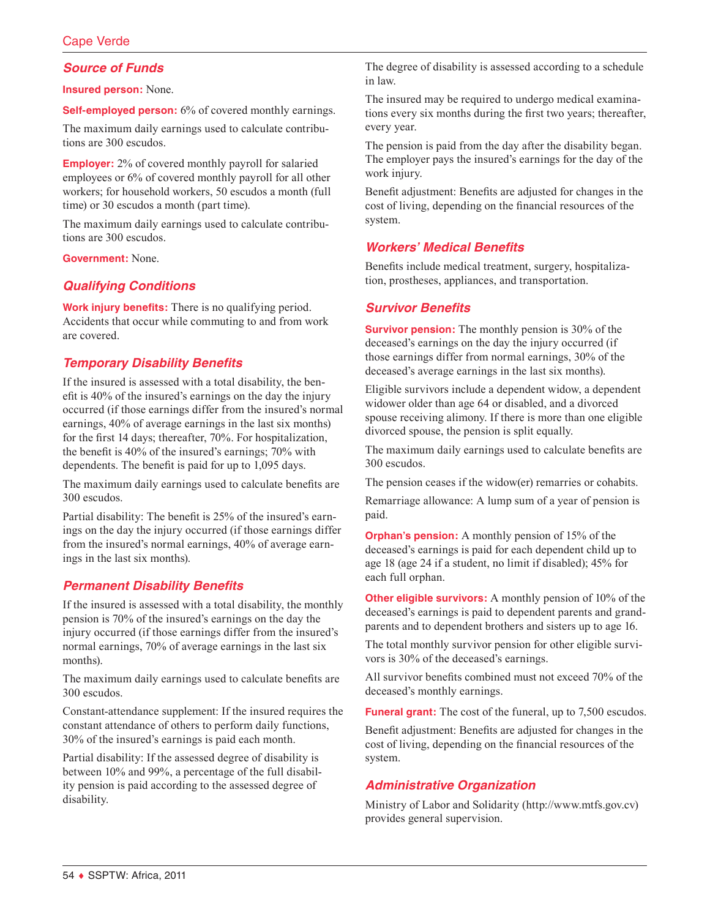### Source of Funds

**Insured person:** None.

**Self-employed person:** 6% of covered monthly earnings.

The maximum daily earnings used to calculate contributions are 300 escudos.

**Employer:** 2% of covered monthly payroll for salaried employees or 6% of covered monthly payroll for all other workers; for household workers, 50 escudos a month (full time) or 30 escudos a month (part time).

The maximum daily earnings used to calculate contributions are 300 escudos.

**Government:** None.

### Qualifying Conditions

**Work injury benefits:** There is no qualifying period. Accidents that occur while commuting to and from work are covered.

### Temporary Disability Benefits

If the insured is assessed with a total disability, the benefit is 40% of the insured's earnings on the day the injury occurred (if those earnings differ from the insured's normal earnings, 40% of average earnings in the last six months) for the first 14 days; thereafter, 70%. For hospitalization, the benefit is 40% of the insured's earnings; 70% with dependents. The benefit is paid for up to 1,095 days.

The maximum daily earnings used to calculate benefits are 300 escudos.

Partial disability: The benefit is 25% of the insured's earnings on the day the injury occurred (if those earnings differ from the insured's normal earnings, 40% of average earnings in the last six months).

### Permanent Disability Benefits

If the insured is assessed with a total disability, the monthly pension is 70% of the insured's earnings on the day the injury occurred (if those earnings differ from the insured's normal earnings, 70% of average earnings in the last six months).

The maximum daily earnings used to calculate benefits are 300 escudos.

Constant-attendance supplement: If the insured requires the constant attendance of others to perform daily functions, 30% of the insured's earnings is paid each month.

Partial disability: If the assessed degree of disability is between 10% and 99%, a percentage of the full disability pension is paid according to the assessed degree of disability.

The degree of disability is assessed according to a schedule in law.

The insured may be required to undergo medical examinations every six months during the first two years; thereafter, every year.

The pension is paid from the day after the disability began. The employer pays the insured's earnings for the day of the work injury.

Benefit adjustment: Benefits are adjusted for changes in the cost of living, depending on the financial resources of the system.

### Workers' Medical Benefits

Benefits include medical treatment, surgery, hospitalization, prostheses, appliances, and transportation.

### Survivor Benefits

**Survivor pension:** The monthly pension is 30% of the deceased's earnings on the day the injury occurred (if those earnings differ from normal earnings, 30% of the deceased's average earnings in the last six months).

Eligible survivors include a dependent widow, a dependent widower older than age 64 or disabled, and a divorced spouse receiving alimony. If there is more than one eligible divorced spouse, the pension is split equally.

The maximum daily earnings used to calculate benefits are 300 escudos.

The pension ceases if the widow(er) remarries or cohabits.

Remarriage allowance: A lump sum of a year of pension is paid.

**Orphan's pension:** A monthly pension of 15% of the deceased's earnings is paid for each dependent child up to age 18 (age 24 if a student, no limit if disabled); 45% for each full orphan.

**Other eligible survivors:** A monthly pension of 10% of the deceased's earnings is paid to dependent parents and grandparents and to dependent brothers and sisters up to age 16.

The total monthly survivor pension for other eligible survivors is 30% of the deceased's earnings.

All survivor benefits combined must not exceed 70% of the deceased's monthly earnings.

**Funeral grant:** The cost of the funeral, up to 7,500 escudos.

Benefit adjustment: Benefits are adjusted for changes in the cost of living, depending on the financial resources of the system.

### Administrative Organization

Ministry of Labor and Solidarity (http://www.mtfs.gov.cv) provides general supervision.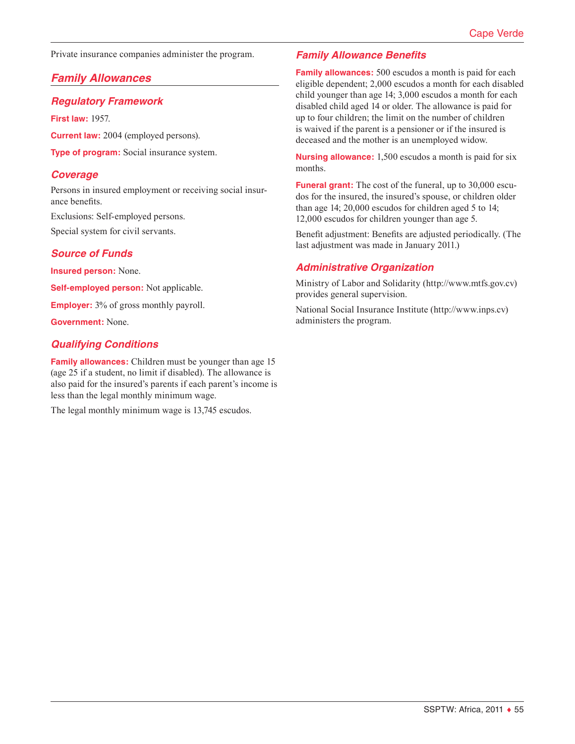Private insurance companies administer the program.

## Family Allowances

### Regulatory Framework

**First law:** 1957.

**Current law:** 2004 (employed persons).

**Type of program:** Social insurance system.

### Coverage

Persons in insured employment or receiving social insurance benefits.

Exclusions: Self-employed persons.

Special system for civil servants.

### Source of Funds

**Insured person:** None.

**Self-employed person:** Not applicable.

**Employer:** 3% of gross monthly payroll.

**Government:** None.

### Qualifying Conditions

**Family allowances:** Children must be younger than age 15 (age 25 if a student, no limit if disabled). The allowance is also paid for the insured's parents if each parent's income is less than the legal monthly minimum wage.

The legal monthly minimum wage is 13,745 escudos.

### Family Allowance Benefits

**Family allowances:** 500 escudos a month is paid for each eligible dependent; 2,000 escudos a month for each disabled child younger than age 14; 3,000 escudos a month for each disabled child aged 14 or older. The allowance is paid for up to four children; the limit on the number of children is waived if the parent is a pensioner or if the insured is deceased and the mother is an unemployed widow.

**Nursing allowance:** 1,500 escudos a month is paid for six months.

**Funeral grant:** The cost of the funeral, up to 30,000 escudos for the insured, the insured's spouse, or children older than age 14; 20,000 escudos for children aged 5 to 14; 12,000 escudos for children younger than age 5.

Benefit adjustment: Benefits are adjusted periodically. (The last adjustment was made in January 2011.)

### Administrative Organization

Ministry of Labor and Solidarity (http://www.mtfs.gov.cv) provides general supervision.

National Social Insurance Institute (http://www.inps.cv) administers the program.